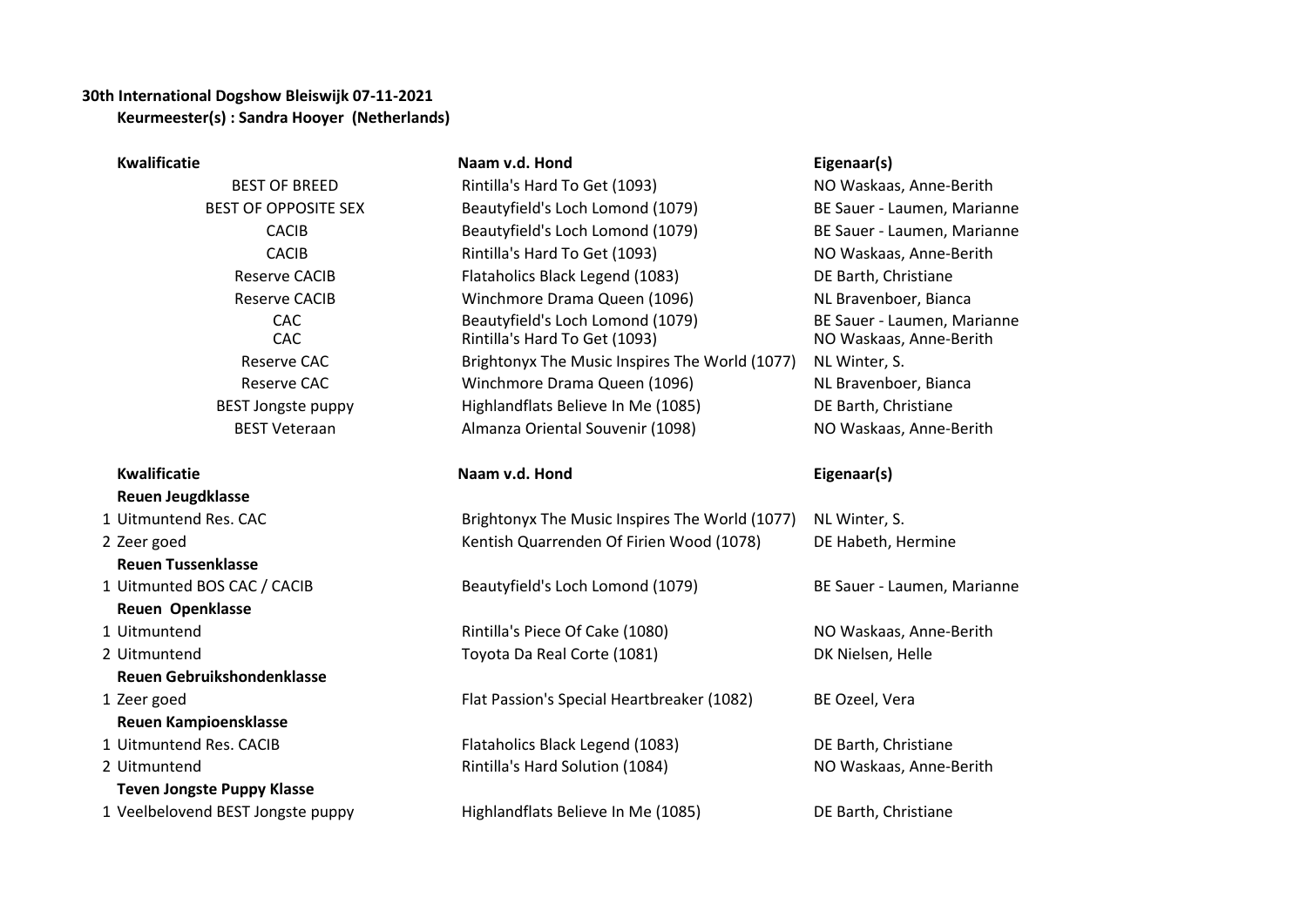**30th International Dogshow Bleiswijk 07-11-2021**

**Keurmeester(s) : Sandra Hooyer (Netherlands)**

| Kwalificatie | Naam v.d. Hond | Eigenaar(s) |
|---|---|---|
| BEST OF BREED | Rintilla's Hard To Get (1093) | NO Waskaas, Anne-Berith |
| BEST OF OPPOSITE SEX | Beautyfield's Loch Lomond (1079) | BE Sauer - Laumen, Marianne |
| CACIB | Beautyfield's Loch Lomond (1079) | BE Sauer - Laumen, Marianne |
| CACIB | Rintilla's Hard To Get (1093) | NO Waskaas, Anne-Berith |
| Reserve CACIB | Flataholics Black Legend (1083) | DE Barth, Christiane |
| Reserve CACIB | Winchmore Drama Queen (1096) | NL Bravenboer, Bianca |
| CAC | Beautyfield's Loch Lomond (1079) | BE Sauer - Laumen, Marianne |
| CAC | Rintilla's Hard To Get (1093) | NO Waskaas, Anne-Berith |
| Reserve CAC | Brightonyx The Music Inspires The World (1077) | NL Winter, S. |
| Reserve CAC | Winchmore Drama Queen (1096) | NL Bravenboer, Bianca |
| BEST Jongste puppy | Highlandflats Believe In Me (1085) | DE Barth, Christiane |
| BEST Veteraan | Almanza Oriental Souvenir (1098) | NO Waskaas, Anne-Berith |

| Kwalificatie | Naam v.d. Hond | Eigenaar(s) |
|---|---|---|
| **Reuen Jeugdklasse** | | |
| 1 Uitmuntend Res. CAC | Brightonyx The Music Inspires The World (1077) | NL Winter, S. |
| 2 Zeer goed | Kentish Quarrenden Of Firien Wood (1078) | DE Habeth, Hermine |
| **Reuen Tussenklasse** | | |
| 1 Uitmunted BOS CAC / CACIB | Beautyfield's Loch Lomond (1079) | BE Sauer - Laumen, Marianne |
| **Reuen Openklasse** | | |
| 1 Uitmuntend | Rintilla's Piece Of Cake (1080) | NO Waskaas, Anne-Berith |
| 2 Uitmuntend | Toyota Da Real Corte (1081) | DK Nielsen, Helle |
| **Reuen Gebruikshondenklasse** | | |
| 1 Zeer goed | Flat Passion's Special Heartbreaker (1082) | BE Ozeel, Vera |
| **Reuen Kampioensklasse** | | |
| 1 Uitmuntend Res. CACIB | Flataholics Black Legend (1083) | DE Barth, Christiane |
| 2 Uitmuntend | Rintilla's Hard Solution (1084) | NO Waskaas, Anne-Berith |
| **Teven Jongste Puppy Klasse** | | |
| 1 Veelbelovend BEST Jongste puppy | Highlandflats Believe In Me (1085) | DE Barth, Christiane |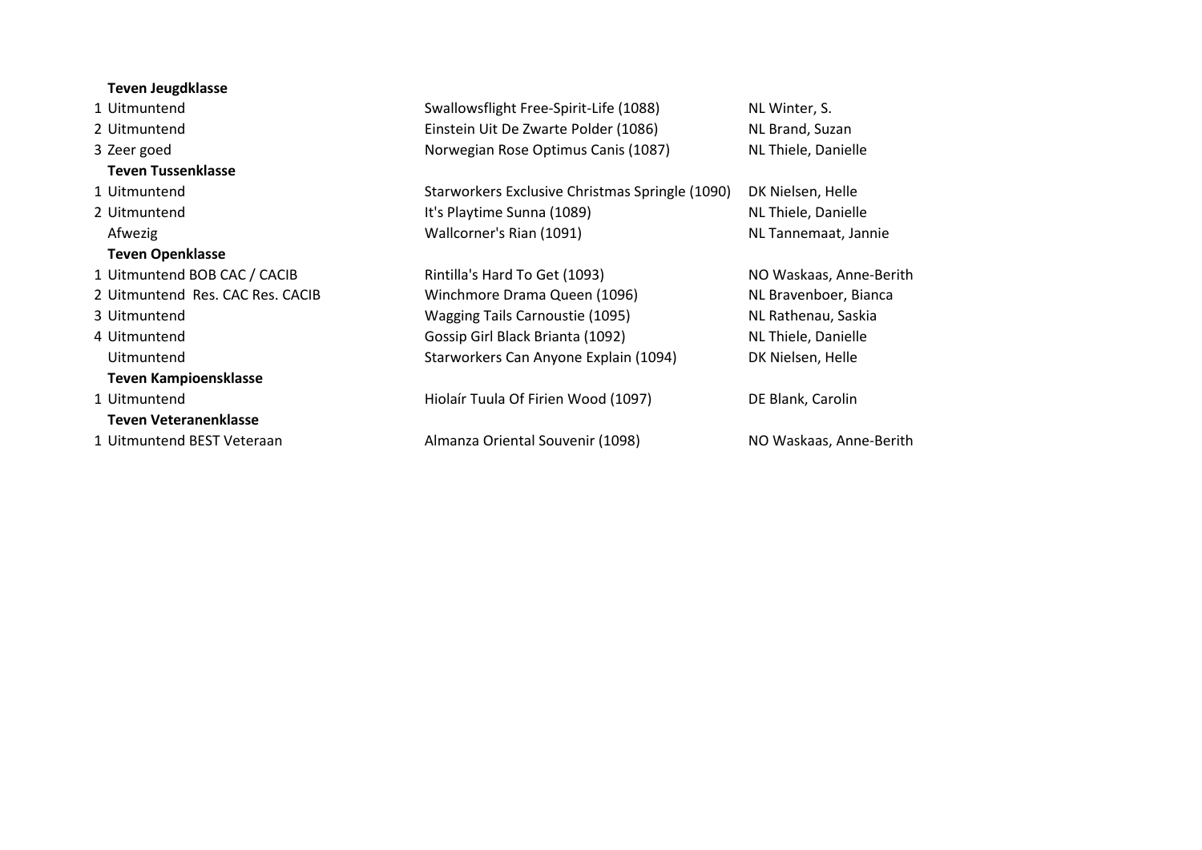| | | | |
|---|---|---|---|
| | **Teven Jeugdklasse** | | |
| 1 | Uitmuntend | Swallowsflight Free-Spirit-Life (1088) | NL Winter, S. |
| 2 | Uitmuntend | Einstein Uit De Zwarte Polder (1086) | NL Brand, Suzan |
| 3 | Zeer goed | Norwegian Rose Optimus Canis (1087) | NL Thiele, Danielle |
| | **Teven Tussenklasse** | | |
| 1 | Uitmuntend | Starworkers Exclusive Christmas Springle (1090) | DK Nielsen, Helle |
| 2 | Uitmuntend | It's Playtime Sunna (1089) | NL Thiele, Danielle |
| | Afwezig | Wallcorner's Rian (1091) | NL Tannemaat, Jannie |
| | **Teven Openklasse** | | |
| 1 | Uitmuntend BOB CAC / CACIB | Rintilla's Hard To Get (1093) | NO Waskaas, Anne-Berith |
| 2 | Uitmuntend Res. CAC Res. CACIB | Winchmore Drama Queen (1096) | NL Bravenboer, Bianca |
| 3 | Uitmuntend | Wagging Tails Carnoustie (1095) | NL Rathenau, Saskia |
| 4 | Uitmuntend | Gossip Girl Black Brianta (1092) | NL Thiele, Danielle |
| | Uitmuntend | Starworkers Can Anyone Explain (1094) | DK Nielsen, Helle |
| | **Teven Kampioensklasse** | | |
| 1 | Uitmuntend | Hiolaír Tuula Of Firien Wood (1097) | DE Blank, Carolin |
| | **Teven Veteranenklasse** | | |
| 1 | Uitmuntend BEST Veteraan | Almanza Oriental Souvenir (1098) | NO Waskaas, Anne-Berith |